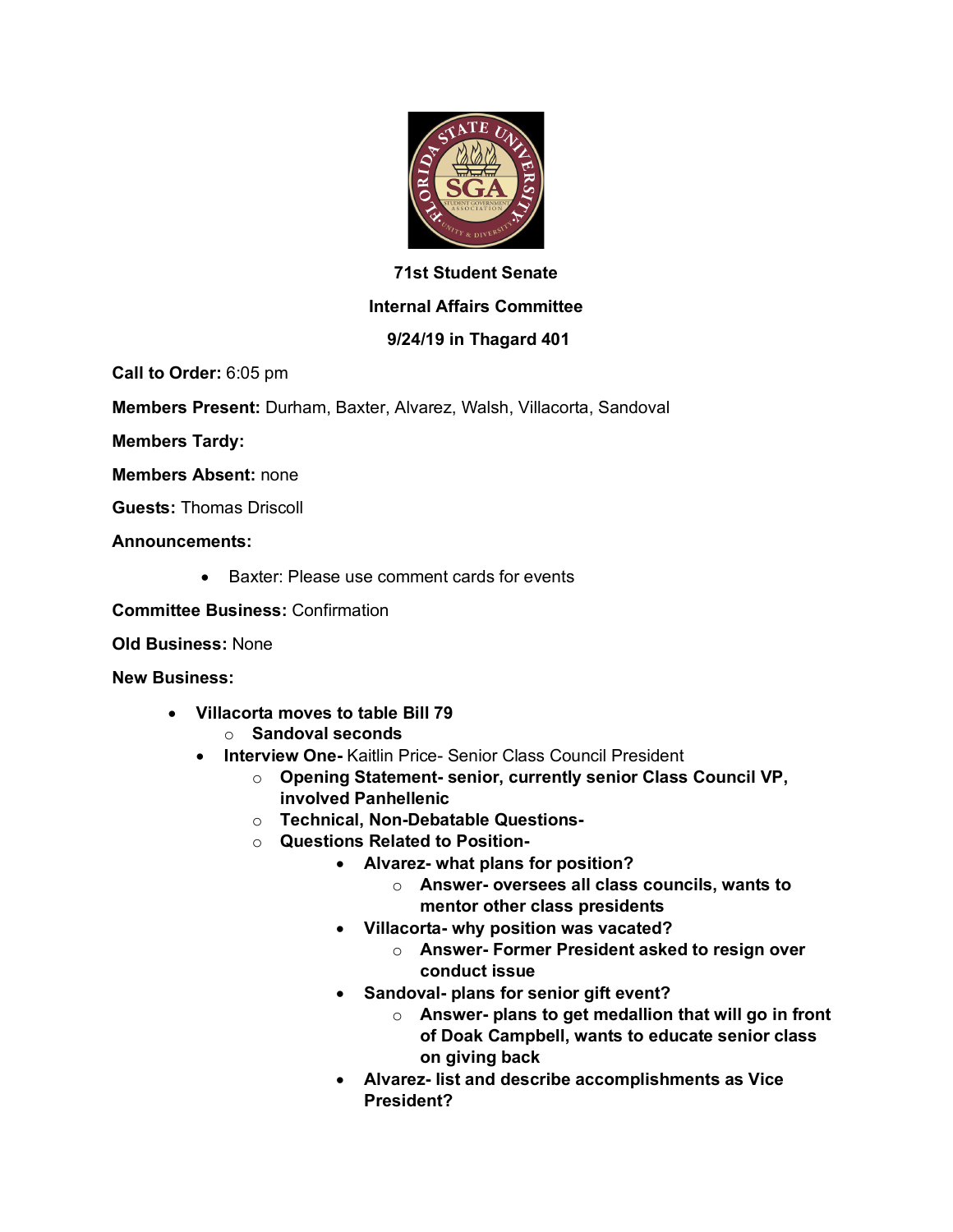**71st Student Senate**

**Internal Affairs Committee**

**9/24/19 in Thagard 401**

**Call to Order:** 6:05 pm

**Members Present:** Durham, Baxter, Alvarez, Walsh, Villacorta, Sandoval

**Members Tardy:**

**Members Absent:** none

**Guests:** Thomas Driscoll

**Announcements:**

- Baxter: Please use comment cards for events

**Committee Business:** Confirmation

**Old Business:** None

**New Business:**

- **Villacorta moves to table Bill 79**
  - **Sandoval seconds**
- **Interview One-** Kaitlin Price- Senior Class Council President
  - **Opening Statement- senior, currently senior Class Council VP, involved Panhellenic**
  - **Technical, Non-Debatable Questions-**
  - **Questions Related to Position-**
    - **Alvarez- what plans for position?**
      - **Answer- oversees all class councils, wants to mentor other class presidents**
    - **Villacorta- why position was vacated?**
      - **Answer- Former President asked to resign over conduct issue**
    - **Sandoval- plans for senior gift event?**
      - **Answer- plans to get medallion that will go in front of Doak Campbell, wants to educate senior class on giving back**
    - **Alvarez- list and describe accomplishments as Vice President?**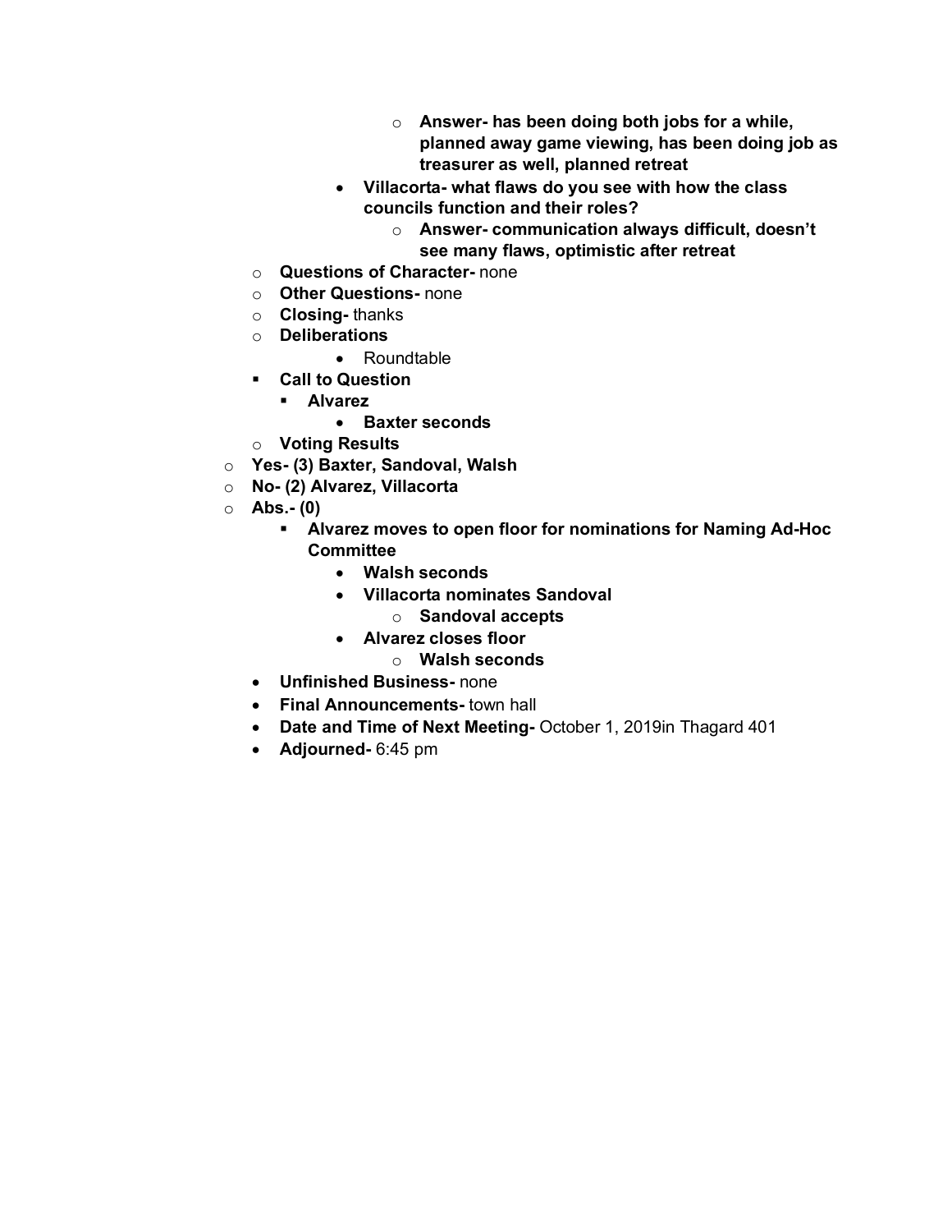- **Answer- has been doing both jobs for a while, planned away game viewing, has been doing job as treasurer as well, planned retreat**
        - **Villacorta- what flaws do you see with how the class councils function and their roles?**
            - **Answer- communication always difficult, doesn't see many flaws, optimistic after retreat**
    - **Questions of Character-** none
    - **Other Questions-** none
    - **Closing-** thanks
    - **Deliberations**
        - Roundtable
    - **Call to Question**
        - **Alvarez**
            - **Baxter seconds**
    - **Voting Results**
- **Yes- (3) Baxter, Sandoval, Walsh**
- **No- (2) Alvarez, Villacorta**
- **Abs.- (0)**
    - **Alvarez moves to open floor for nominations for Naming Ad-Hoc Committee**
        - **Walsh seconds**
        - **Villacorta nominates Sandoval**
            - **Sandoval accepts**
        - **Alvarez closes floor**
            - **Walsh seconds**
- **Unfinished Business-** none
- **Final Announcements-** town hall
- **Date and Time of Next Meeting-** October 1, 2019in Thagard 401
- **Adjourned-** 6:45 pm